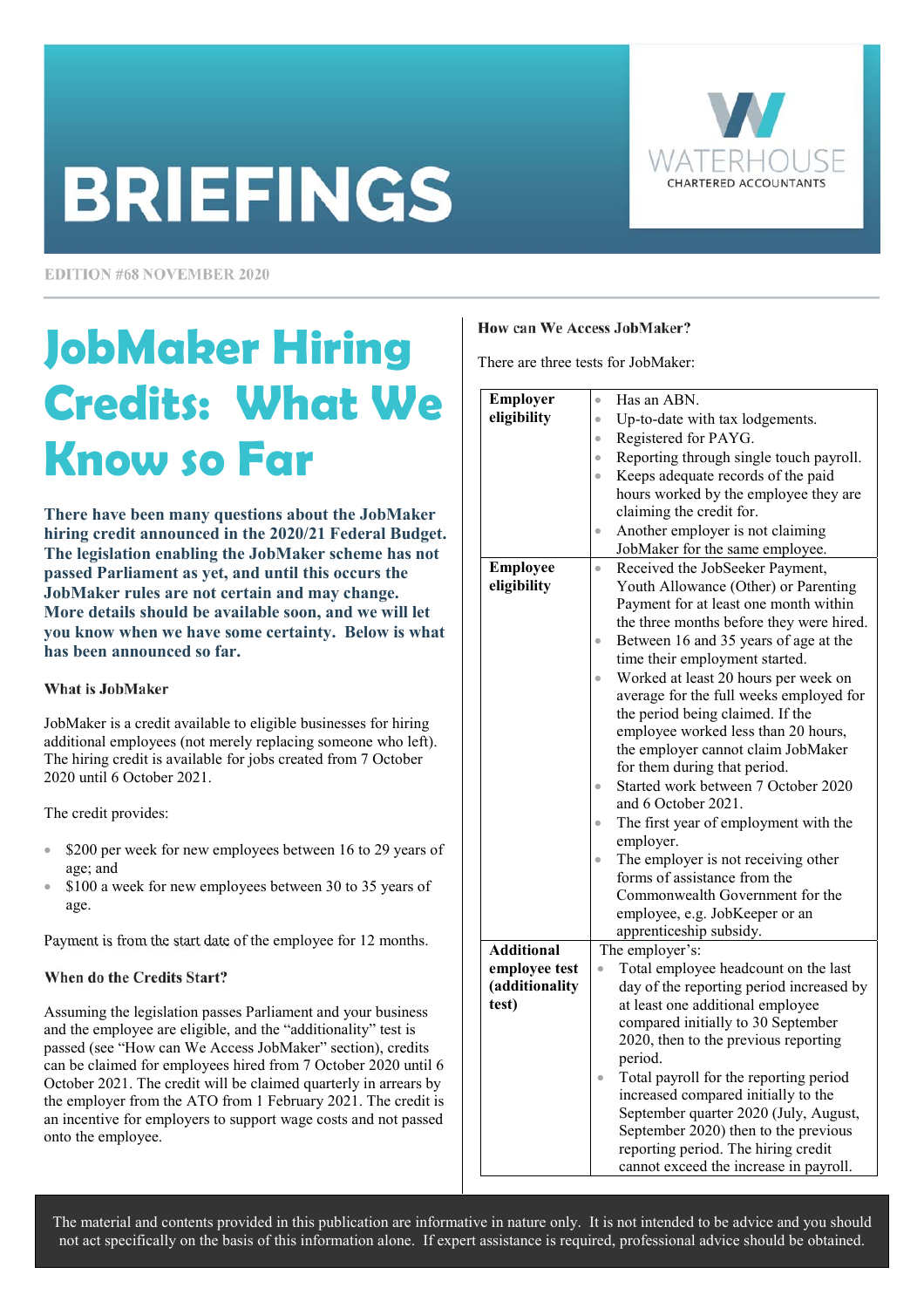# BRIEFINGS

WATERHOUSE CHARTERED ACCOUNTANTS

EDITION #68 NOVEMBER 2020

## JobMaker Hiring Credits: What We Know so Far

**There have been many questions about the JobMaker hiring credit announced in the 2020/21 Federal Budget. The legislation enabling the JobMaker scheme has not passed Parliament as yet, and until this occurs the JobMaker rules are not certain and may change. More details should be available soon, and we will let you know when we have some certainty. Below is what has been announced so far.**

### What is JobMaker

JobMaker is a credit available to eligible businesses for hiring additional employees (not merely replacing someone who left). The hiring credit is available for jobs created from 7 October 2020 until 6 October 2021.

The credit provides:

- $200 per week for new employees between 16 to 29 years of age; and
- $100 a week for new employees between 30 to 35 years of age.

Payment is from the start date of the employee for 12 months.

### When do the Credits Start?

Assuming the legislation passes Parliament and your business and the employee are eligible, and the "additionality" test is passed (see "How can We Access JobMaker" section), credits can be claimed for employees hired from 7 October 2020 until 6 October 2021. The credit will be claimed quarterly in arrears by the employer from the ATO from 1 February 2021. The credit is an incentive for employers to support wage costs and not passed onto the employee.

### How can We Access JobMaker?

There are three tests for JobMaker:

| | |
|---|---|
| **Employer eligibility** | • Has an ABN.<br>• Up-to-date with tax lodgements.<br>• Registered for PAYG.<br>• Reporting through single touch payroll.<br>• Keeps adequate records of the paid hours worked by the employee they are claiming the credit for.<br>• Another employer is not claiming JobMaker for the same employee. |
| **Employee eligibility** | • Received the JobSeeker Payment, Youth Allowance (Other) or Parenting Payment for at least one month within the three months before they were hired.<br>• Between 16 and 35 years of age at the time their employment started.<br>• Worked at least 20 hours per week on average for the full weeks employed for the period being claimed. If the employee worked less than 20 hours, the employer cannot claim JobMaker for them during that period.<br>• Started work between 7 October 2020 and 6 October 2021.<br>• The first year of employment with the employer.<br>• The employer is not receiving other forms of assistance from the Commonwealth Government for the employee, e.g. JobKeeper or an apprenticeship subsidy. |
| **Additional employee test (additionality test)** | The employer's:<br>• Total employee headcount on the last day of the reporting period increased by at least one additional employee compared initially to 30 September 2020, then to the previous reporting period.<br>• Total payroll for the reporting period increased compared initially to the September quarter 2020 (July, August, September 2020) then to the previous reporting period. The hiring credit cannot exceed the increase in payroll. |

The material and contents provided in this publication are informative in nature only. It is not intended to be advice and you should not act specifically on the basis of this information alone. If expert assistance is required, professional advice should be obtained.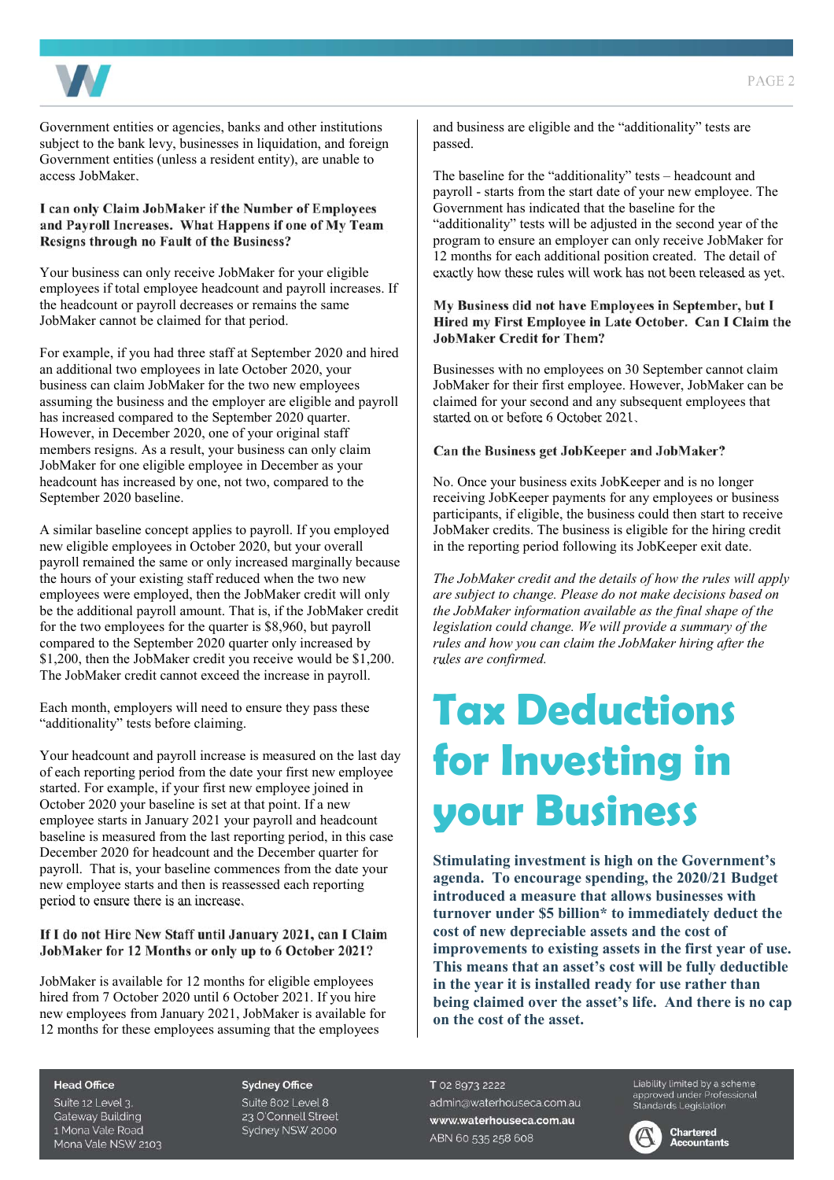Government entities or agencies, banks and other institutions subject to the bank levy, businesses in liquidation, and foreign Government entities (unless a resident entity), are unable to access JobMaker.

**I can only Claim JobMaker if the Number of Employees and Payroll Increases. What Happens if one of My Team Resigns through no Fault of the Business?**

Your business can only receive JobMaker for your eligible employees if total employee headcount and payroll increases. If the headcount or payroll decreases or remains the same JobMaker cannot be claimed for that period.

For example, if you had three staff at September 2020 and hired an additional two employees in late October 2020, your business can claim JobMaker for the two new employees assuming the business and the employer are eligible and payroll has increased compared to the September 2020 quarter. However, in December 2020, one of your original staff members resigns. As a result, your business can only claim JobMaker for one eligible employee in December as your headcount has increased by one, not two, compared to the September 2020 baseline.

A similar baseline concept applies to payroll. If you employed new eligible employees in October 2020, but your overall payroll remained the same or only increased marginally because the hours of your existing staff reduced when the two new employees were employed, then the JobMaker credit will only be the additional payroll amount. That is, if the JobMaker credit for the two employees for the quarter is $8,960, but payroll compared to the September 2020 quarter only increased by $1,200, then the JobMaker credit you receive would be $1,200. The JobMaker credit cannot exceed the increase in payroll.

Each month, employers will need to ensure they pass these "additionality" tests before claiming.

Your headcount and payroll increase is measured on the last day of each reporting period from the date your first new employee started. For example, if your first new employee joined in October 2020 your baseline is set at that point. If a new employee starts in January 2021 your payroll and headcount baseline is measured from the last reporting period, in this case December 2020 for headcount and the December quarter for payroll. That is, your baseline commences from the date your new employee starts and then is reassessed each reporting period to ensure there is an increase.

**If I do not Hire New Staff until January 2021, can I Claim JobMaker for 12 Months or only up to 6 October 2021?**

JobMaker is available for 12 months for eligible employees hired from 7 October 2020 until 6 October 2021. If you hire new employees from January 2021, JobMaker is available for 12 months for these employees assuming that the employees and business are eligible and the "additionality" tests are passed.

The baseline for the "additionality" tests – headcount and payroll - starts from the start date of your new employee. The Government has indicated that the baseline for the "additionality" tests will be adjusted in the second year of the program to ensure an employer can only receive JobMaker for 12 months for each additional position created. The detail of exactly how these rules will work has not been released as yet.

**My Business did not have Employees in September, but I Hired my First Employee in Late October. Can I Claim the JobMaker Credit for Them?**

Businesses with no employees on 30 September cannot claim JobMaker for their first employee. However, JobMaker can be claimed for your second and any subsequent employees that started on or before 6 October 2021.

**Can the Business get JobKeeper and JobMaker?**

No. Once your business exits JobKeeper and is no longer receiving JobKeeper payments for any employees or business participants, if eligible, the business could then start to receive JobMaker credits. The business is eligible for the hiring credit in the reporting period following its JobKeeper exit date.

*The JobMaker credit and the details of how the rules will apply are subject to change. Please do not make decisions based on the JobMaker information available as the final shape of the legislation could change. We will provide a summary of the rules and how you can claim the JobMaker hiring after the rules are confirmed.*

# Tax Deductions for Investing in your Business

**Stimulating investment is high on the Government's agenda. To encourage spending, the 2020/21 Budget introduced a measure that allows businesses with turnover under $5 billion* to immediately deduct the cost of new depreciable assets and the cost of improvements to existing assets in the first year of use. This means that an asset's cost will be fully deductible in the year it is installed ready for use rather than being claimed over the asset's life. And there is no cap on the cost of the asset.**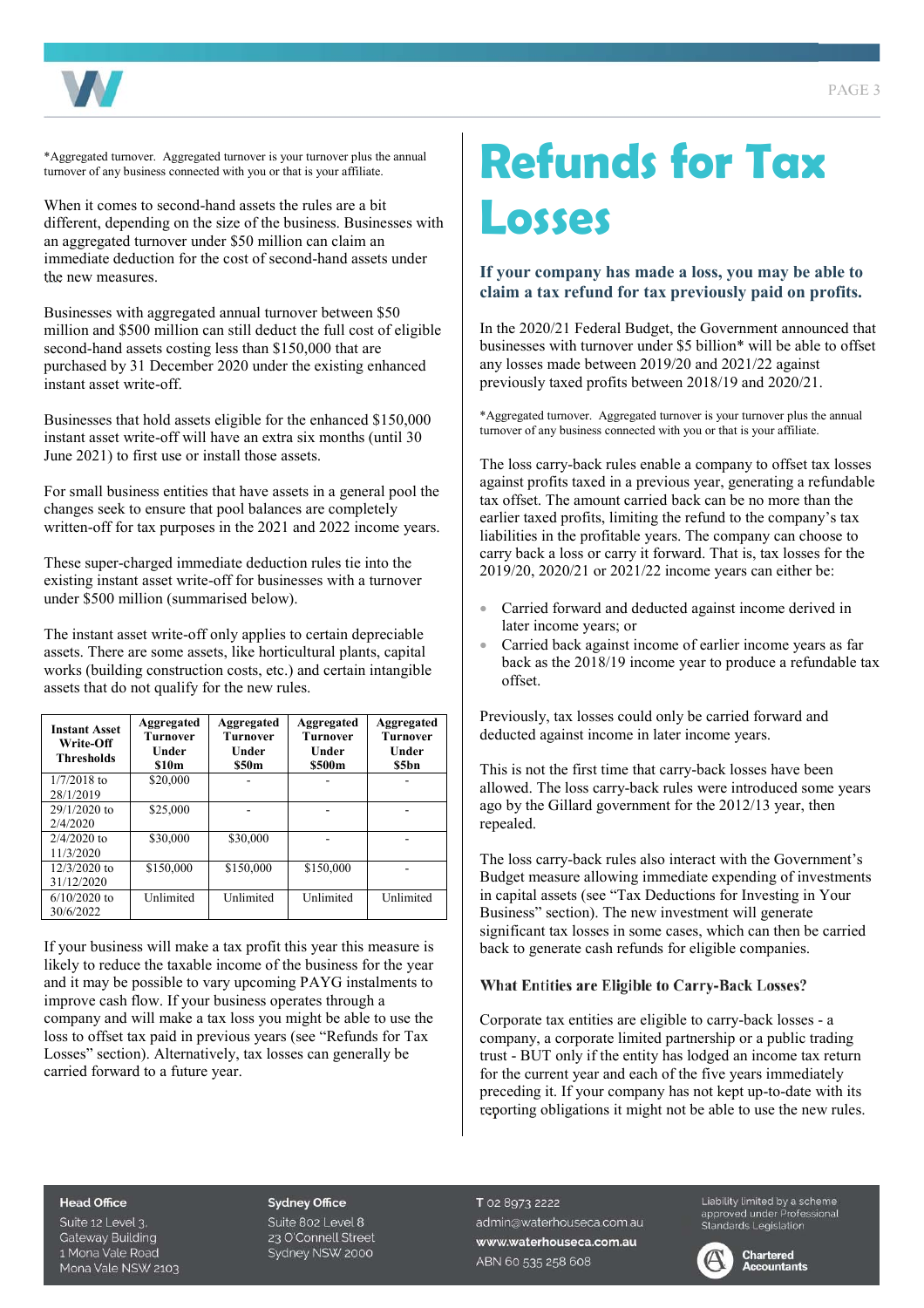*Aggregated turnover. Aggregated turnover is your turnover plus the annual turnover of any business connected with you or that is your affiliate.

When it comes to second-hand assets the rules are a bit different, depending on the size of the business. Businesses with an aggregated turnover under $50 million can claim an immediate deduction for the cost of second-hand assets under the new measures.

Businesses with aggregated annual turnover between $50 million and $500 million can still deduct the full cost of eligible second-hand assets costing less than $150,000 that are purchased by 31 December 2020 under the existing enhanced instant asset write-off.

Businesses that hold assets eligible for the enhanced $150,000 instant asset write-off will have an extra six months (until 30 June 2021) to first use or install those assets.

For small business entities that have assets in a general pool the changes seek to ensure that pool balances are completely written-off for tax purposes in the 2021 and 2022 income years.

These super-charged immediate deduction rules tie into the existing instant asset write-off for businesses with a turnover under $500 million (summarised below).

The instant asset write-off only applies to certain depreciable assets. There are some assets, like horticultural plants, capital works (building construction costs, etc.) and certain intangible assets that do not qualify for the new rules.

| Instant Asset Write-Off Thresholds | Aggregated Turnover Under $10m | Aggregated Turnover Under $50m | Aggregated Turnover Under $500m | Aggregated Turnover Under $5bn |
|---|---|---|---|---|
| 1/7/2018 to 28/1/2019 | $20,000 | - | - | - |
| 29/1/2020 to 2/4/2020 | $25,000 | - | - | - |
| 2/4/2020 to 11/3/2020 | $30,000 | $30,000 | - | - |
| 12/3/2020 to 31/12/2020 | $150,000 | $150,000 | $150,000 | - |
| 6/10/2020 to 30/6/2022 | Unlimited | Unlimited | Unlimited | Unlimited |

If your business will make a tax profit this year this measure is likely to reduce the taxable income of the business for the year and it may be possible to vary upcoming PAYG instalments to improve cash flow. If your business operates through a company and will make a tax loss you might be able to use the loss to offset tax paid in previous years (see "Refunds for Tax Losses" section). Alternatively, tax losses can generally be carried forward to a future year.

# Refunds for Tax Losses

**If your company has made a loss, you may be able to claim a tax refund for tax previously paid on profits.**

In the 2020/21 Federal Budget, the Government announced that businesses with turnover under $5 billion* will be able to offset any losses made between 2019/20 and 2021/22 against previously taxed profits between 2018/19 and 2020/21.

*Aggregated turnover. Aggregated turnover is your turnover plus the annual turnover of any business connected with you or that is your affiliate.

The loss carry-back rules enable a company to offset tax losses against profits taxed in a previous year, generating a refundable tax offset. The amount carried back can be no more than the earlier taxed profits, limiting the refund to the company's tax liabilities in the profitable years. The company can choose to carry back a loss or carry it forward. That is, tax losses for the 2019/20, 2020/21 or 2021/22 income years can either be:

- Carried forward and deducted against income derived in later income years; or
- Carried back against income of earlier income years as far back as the 2018/19 income year to produce a refundable tax offset.

Previously, tax losses could only be carried forward and deducted against income in later income years.

This is not the first time that carry-back losses have been allowed. The loss carry-back rules were introduced some years ago by the Gillard government for the 2012/13 year, then repealed.

The loss carry-back rules also interact with the Government's Budget measure allowing immediate expending of investments in capital assets (see "Tax Deductions for Investing in Your Business" section). The new investment will generate significant tax losses in some cases, which can then be carried back to generate cash refunds for eligible companies.

### What Entities are Eligible to Carry-Back Losses?

Corporate tax entities are eligible to carry-back losses - a company, a corporate limited partnership or a public trading trust - BUT only if the entity has lodged an income tax return for the current year and each of the five years immediately preceding it. If your company has not kept up-to-date with its reporting obligations it might not be able to use the new rules.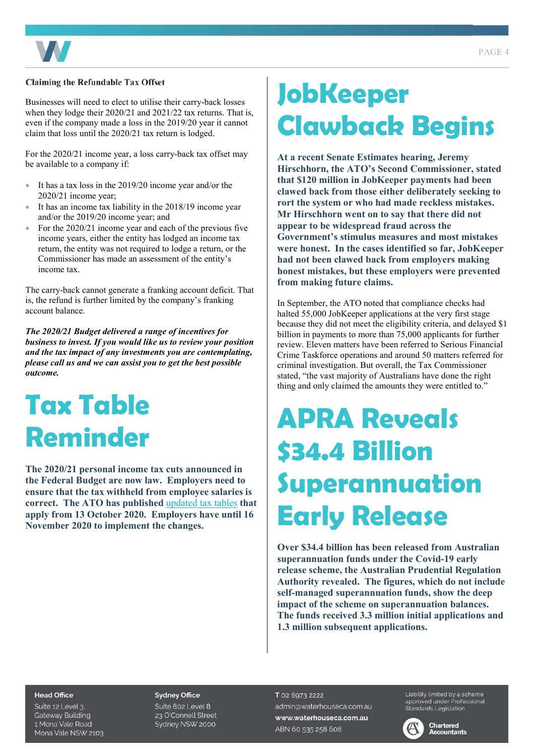### Claiming the Refundable Tax Offset

Businesses will need to elect to utilise their carry-back losses when they lodge their 2020/21 and 2021/22 tax returns. That is, even if the company made a loss in the 2019/20 year it cannot claim that loss until the 2020/21 tax return is lodged.

For the 2020/21 income year, a loss carry-back tax offset may be available to a company if:

- It has a tax loss in the 2019/20 income year and/or the 2020/21 income year;
- It has an income tax liability in the 2018/19 income year and/or the 2019/20 income year; and
- For the 2020/21 income year and each of the previous five income years, either the entity has lodged an income tax return, the entity was not required to lodge a return, or the Commissioner has made an assessment of the entity's income tax.

The carry-back cannot generate a franking account deficit. That is, the refund is further limited by the company's franking account balance.

***The 2020/21 Budget delivered a range of incentives for business to invest. If you would like us to review your position and the tax impact of any investments you are contemplating, please call us and we can assist you to get the best possible outcome.***

# Tax Table Reminder

**The 2020/21 personal income tax cuts announced in the Federal Budget are now law. Employers need to ensure that the tax withheld from employee salaries is correct. The ATO has published updated tax tables that apply from 13 October 2020. Employers have until 16 November 2020 to implement the changes.**

# JobKeeper Clawback Begins

**At a recent Senate Estimates hearing, Jeremy Hirschhorn, the ATO's Second Commissioner, stated that $120 million in JobKeeper payments had been clawed back from those either deliberately seeking to rort the system or who had made reckless mistakes. Mr Hirschhorn went on to say that there did not appear to be widespread fraud across the Government's stimulus measures and most mistakes were honest. In the cases identified so far, JobKeeper had not been clawed back from employers making honest mistakes, but these employers were prevented from making future claims.**

In September, the ATO noted that compliance checks had halted 55,000 JobKeeper applications at the very first stage because they did not meet the eligibility criteria, and delayed $1 billion in payments to more than 75,000 applicants for further review. Eleven matters have been referred to Serious Financial Crime Taskforce operations and around 50 matters referred for criminal investigation. But overall, the Tax Commissioner stated, "the vast majority of Australians have done the right thing and only claimed the amounts they were entitled to."

# APRA Reveals $34.4 Billion Superannuation Early Release

**Over $34.4 billion has been released from Australian superannuation funds under the Covid-19 early release scheme, the Australian Prudential Regulation Authority revealed. The figures, which do not include self-managed superannuation funds, show the deep impact of the scheme on superannuation balances. The funds received 3.3 million initial applications and 1.3 million subsequent applications.**

**Head Office**
Suite 12 Level 3,
Gateway Building
1 Mona Vale Road
Mona Vale NSW 2103

**Sydney Office**
Suite 802 Level 8
23 O'Connell Street
Sydney NSW 2000

T 02 8973 2222
admin@waterhouseca.com.au
www.waterhouseca.com.au
ABN 60 535 258 608

Liability limited by a scheme approved under Professional Standards Legislation

Chartered Accountants